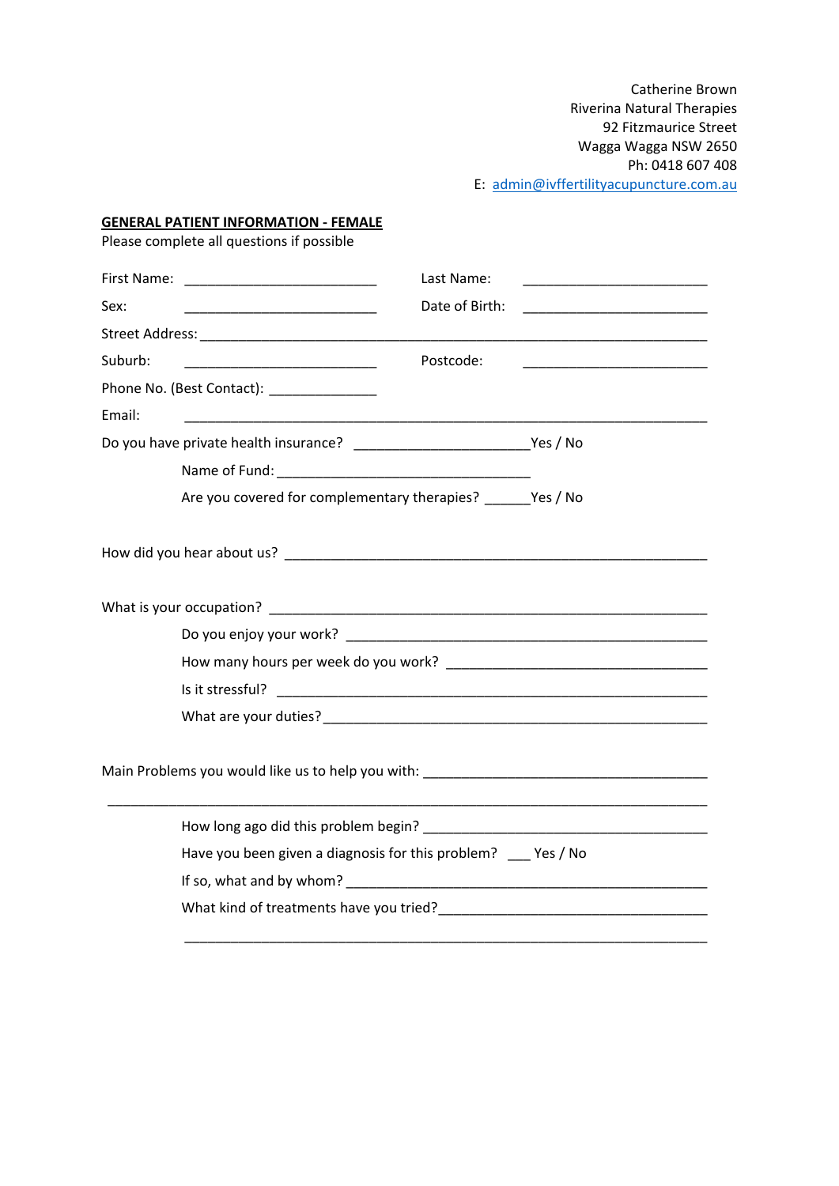Catherine Brown
Riverina Natural Therapies
92 Fitzmaurice Street
Wagga Wagga NSW 2650
Ph: 0418 607 408
E: admin@ivffertilityacupuncture.com.au

**GENERAL PATIENT INFORMATION - FEMALE**

Please complete all questions if possible

First Name: __________________________ Last Name: __________________________

Sex: __________________________ Date of Birth: __________________________

Street Address: ______________________________________________________________________

Suburb: __________________________ Postcode: __________________________

Phone No. (Best Contact): ______________

Email: ______________________________________________________________________

Do you have private health insurance? _______________________Yes / No

Name of Fund: __________________________________

Are you covered for complementary therapies? ______Yes / No

How did you hear about us? ________________________________________________________

What is your occupation? ___________________________________________________________

Do you enjoy your work? _________________________________________________

How many hours per week do you work? ___________________________________

Is it stressful? ________________________________________________________

What are your duties?____________________________________________________

Main Problems you would like us to help you with: ______________________________________

______________________________________________________________________________

How long ago did this problem begin? _______________________________________

Have you been given a diagnosis for this problem? ___ Yes / No

If so, what and by whom? _________________________________________________

What kind of treatments have you tried?_____________________________________

______________________________________________________________________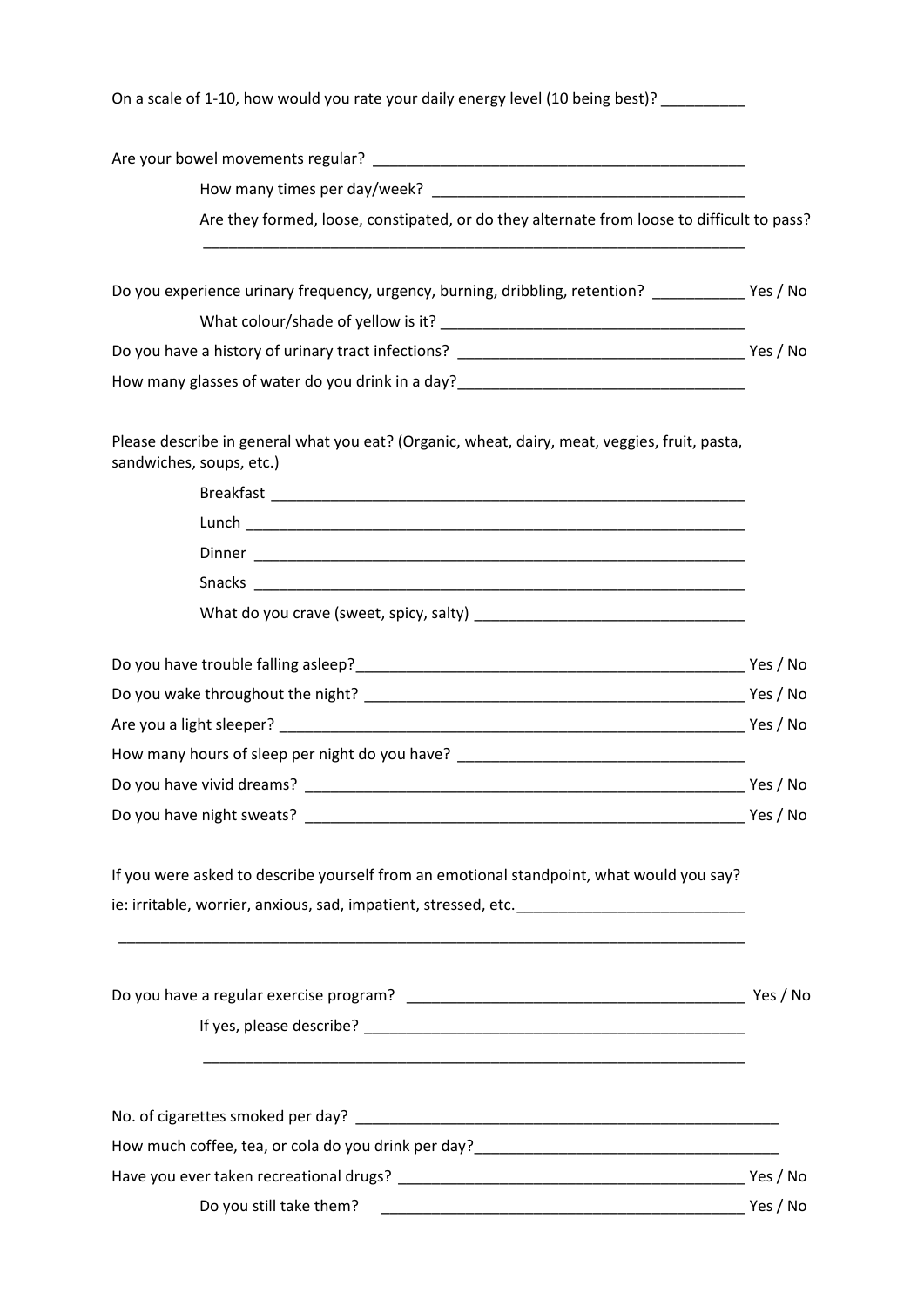On a scale of 1-10, how would you rate your daily energy level (10 being best)? __________

Are your bowel movements regular? ____________________________________________

How many times per day/week? _____________________________________

Are they formed, loose, constipated, or do they alternate from loose to difficult to pass?

_________________________________________________________________

Do you experience urinary frequency, urgency, burning, dribbling, retention? ___________ Yes / No

What colour/shade of yellow is it? ___________________________________

Do you have a history of urinary tract infections? __________________________________ Yes / No

How many glasses of water do you drink in a day?__________________________________

Please describe in general what you eat? (Organic, wheat, dairy, meat, veggies, fruit, pasta, sandwiches, soups, etc.)

Breakfast ___________________________________________________________

Lunch ______________________________________________________________

Dinner _____________________________________________________________

Snacks _____________________________________________________________

What do you crave (sweet, spicy, salty) ________________________________

Do you have trouble falling asleep?_______________________________________________ Yes / No

Do you wake throughout the night? ______________________________________________ Yes / No

Are you a light sleeper? ________________________________________________________ Yes / No

How many hours of sleep per night do you have? __________________________________

Do you have vivid dreams? _____________________________________________________ Yes / No

Do you have night sweats? _____________________________________________________ Yes / No

If you were asked to describe yourself from an emotional standpoint, what would you say?

ie: irritable, worrier, anxious, sad, impatient, stressed, etc.__________________________

_________________________________________________________________________

Do you have a regular exercise program? _______________________________________ Yes / No

If yes, please describe? _____________________________________________

_________________________________________________________________

No. of cigarettes smoked per day? ____________________________________________________

How much coffee, tea, or cola do you drink per day?____________________________________

Have you ever taken recreational drugs? _________________________________________ Yes / No

Do you still take them? ___________________________________________ Yes / No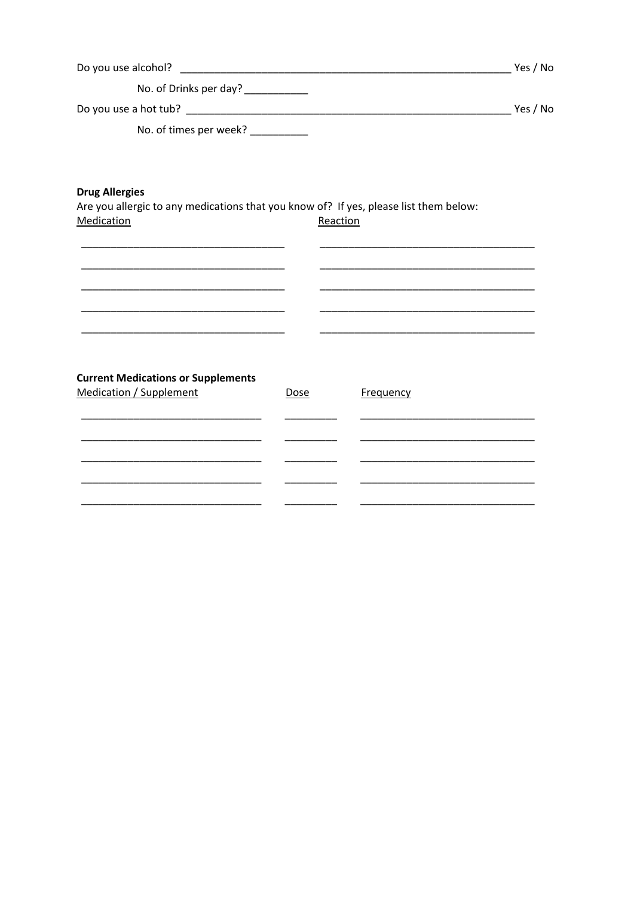Do you use alcohol? ____________________________________________________________ Yes / No

No. of Drinks per day? ___________

Do you use a hot tub? ___________________________________________________________ Yes / No

No. of times per week? __________

**Drug Allergies**

Are you allergic to any medications that you know of? If yes, please list them below:

| Medication | Reaction |
| --- | --- |
| | |
| | |
| | |
| | |
| | |

**Current Medications or Supplements**

| Medication / Supplement | Dose | Frequency |
| --- | --- | --- |
| | | |
| | | |
| | | |
| | | |
| | | |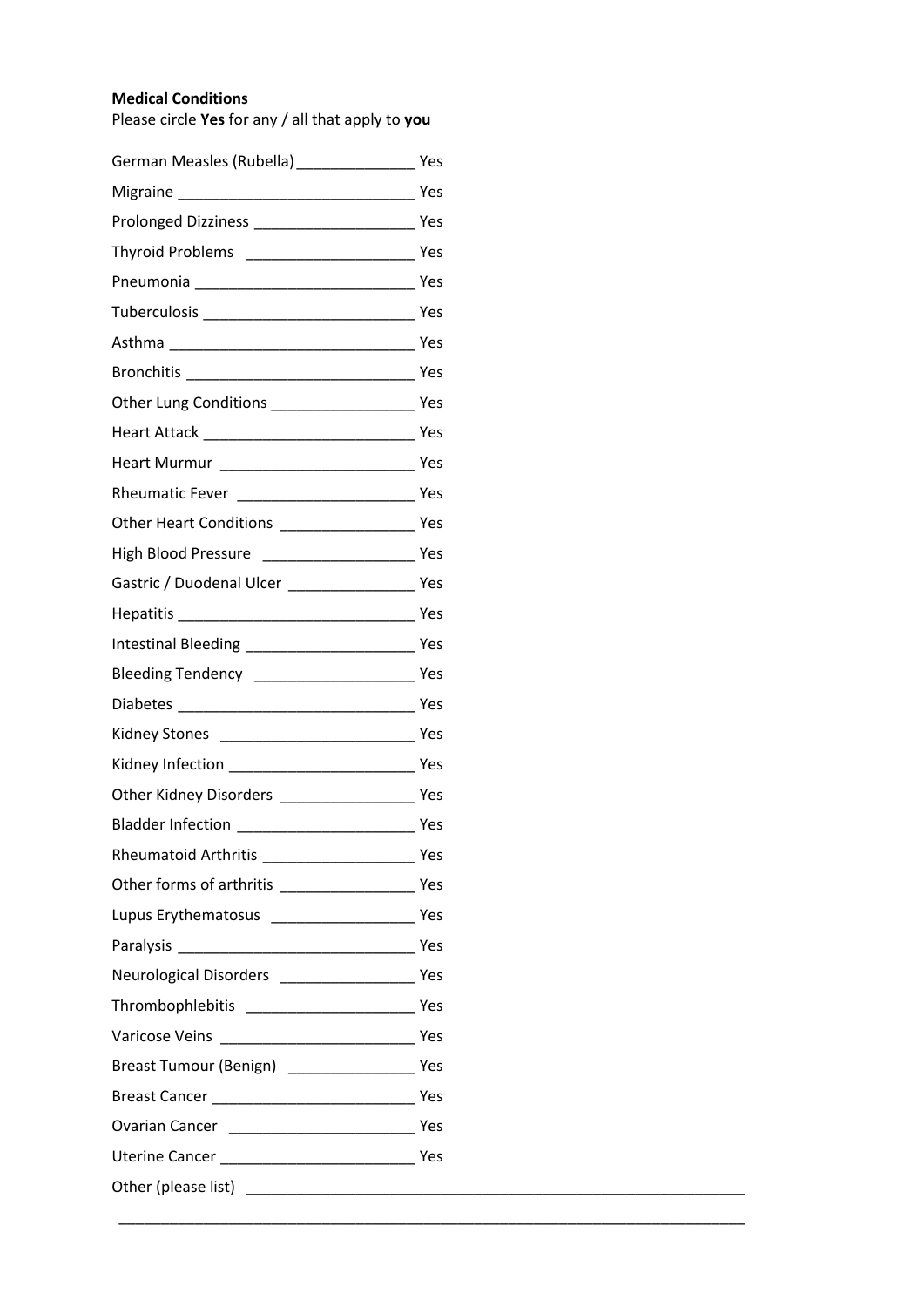**Medical Conditions**

Please circle **Yes** for any / all that apply to **you**

German Measles (Rubella) ______________ Yes

Migraine ____________________________ Yes

Prolonged Dizziness ___________________ Yes

Thyroid Problems ____________________ Yes

Pneumonia __________________________ Yes

Tuberculosis _________________________ Yes

Asthma _____________________________ Yes

Bronchitis ___________________________ Yes

Other Lung Conditions _________________ Yes

Heart Attack _________________________ Yes

Heart Murmur _______________________ Yes

Rheumatic Fever _____________________ Yes

Other Heart Conditions ________________ Yes

High Blood Pressure __________________ Yes

Gastric / Duodenal Ulcer _______________ Yes

Hepatitis ____________________________ Yes

Intestinal Bleeding ____________________ Yes

Bleeding Tendency ___________________ Yes

Diabetes _____________________________ Yes

Kidney Stones _______________________ Yes

Kidney Infection ______________________ Yes

Other Kidney Disorders ________________ Yes

Bladder Infection _____________________ Yes

Rheumatoid Arthritis __________________ Yes

Other forms of arthritis ________________ Yes

Lupus Erythematosus _________________ Yes

Paralysis ____________________________ Yes

Neurological Disorders ________________ Yes

Thrombophlebitis ____________________ Yes

Varicose Veins _______________________ Yes

Breast Tumour (Benign) _______________ Yes

Breast Cancer ________________________ Yes

Ovarian Cancer ______________________ Yes

Uterine Cancer _______________________ Yes

Other (please list) _____________________________________________________________

_________________________________________________________________________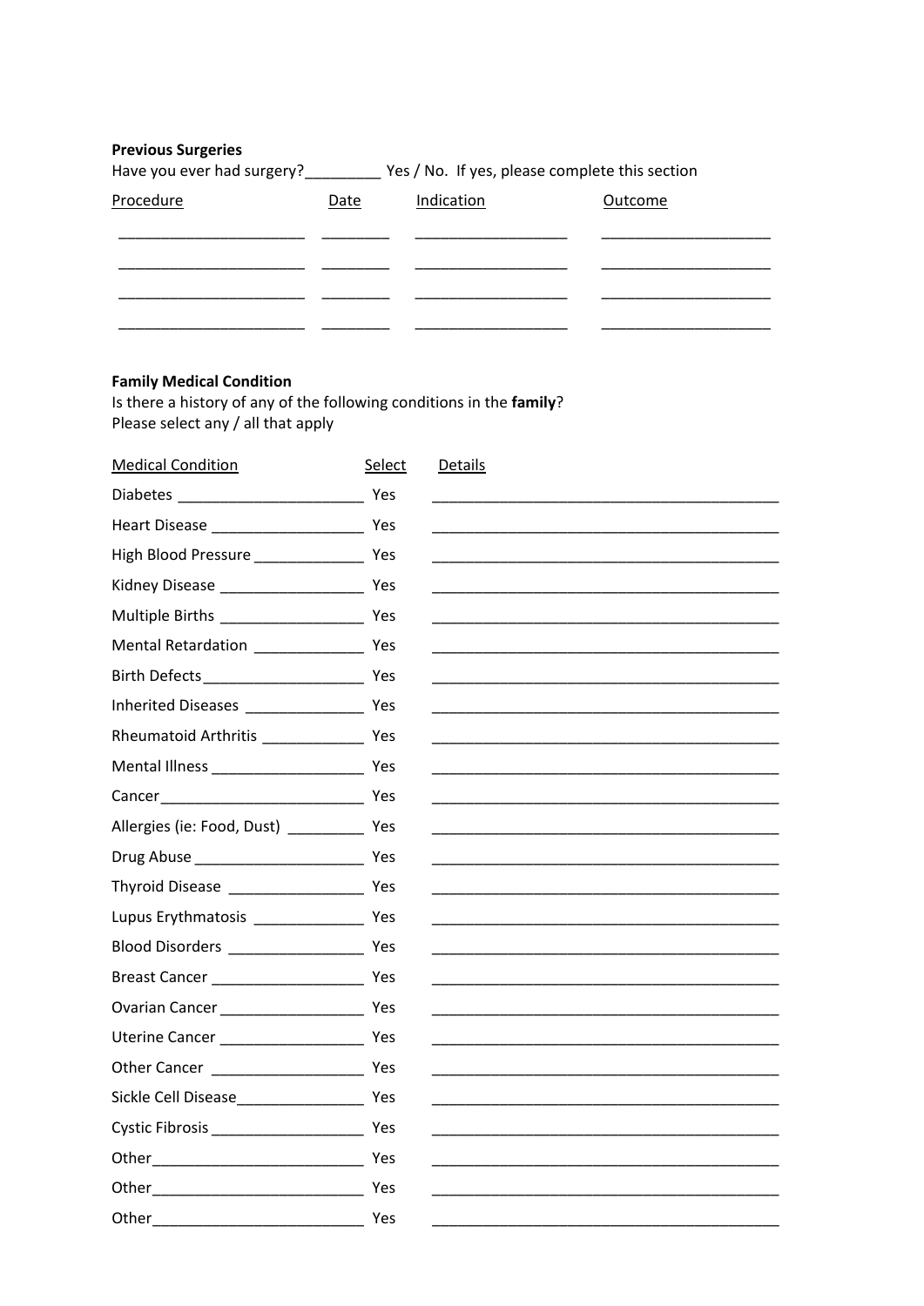**Previous Surgeries**

Have you ever had surgery?_________ Yes / No. If yes, please complete this section

| Procedure | Date | Indication | Outcome |
| --- | --- | --- | --- |
| ______________________ | ________ | __________________ | ____________________ |
| ______________________ | ________ | __________________ | ____________________ |
| ______________________ | ________ | __________________ | ____________________ |
| ______________________ | ________ | __________________ | ____________________ |

**Family Medical Condition**

Is there a history of any of the following conditions in the **family**?
Please select any / all that apply

| Medical Condition | Select | Details |
| --- | --- | --- |
| Diabetes ______________________ | Yes | __________________________________________ |
| Heart Disease __________________ | Yes | __________________________________________ |
| High Blood Pressure _____________ | Yes | __________________________________________ |
| Kidney Disease _________________ | Yes | __________________________________________ |
| Multiple Births _________________ | Yes | __________________________________________ |
| Mental Retardation _____________ | Yes | __________________________________________ |
| Birth Defects___________________ | Yes | __________________________________________ |
| Inherited Diseases ______________ | Yes | __________________________________________ |
| Rheumatoid Arthritis ____________ | Yes | __________________________________________ |
| Mental Illness __________________ | Yes | __________________________________________ |
| Cancer________________________ | Yes | __________________________________________ |
| Allergies (ie: Food, Dust) _________ | Yes | __________________________________________ |
| Drug Abuse ____________________ | Yes | __________________________________________ |
| Thyroid Disease ________________ | Yes | __________________________________________ |
| Lupus Erythmatosis _____________ | Yes | __________________________________________ |
| Blood Disorders ________________ | Yes | __________________________________________ |
| Breast Cancer __________________ | Yes | __________________________________________ |
| Ovarian Cancer _________________ | Yes | __________________________________________ |
| Uterine Cancer _________________ | Yes | __________________________________________ |
| Other Cancer __________________ | Yes | __________________________________________ |
| Sickle Cell Disease_______________ | Yes | __________________________________________ |
| Cystic Fibrosis __________________ | Yes | __________________________________________ |
| Other_________________________ | Yes | __________________________________________ |
| Other_________________________ | Yes | __________________________________________ |
| Other_________________________ | Yes | __________________________________________ |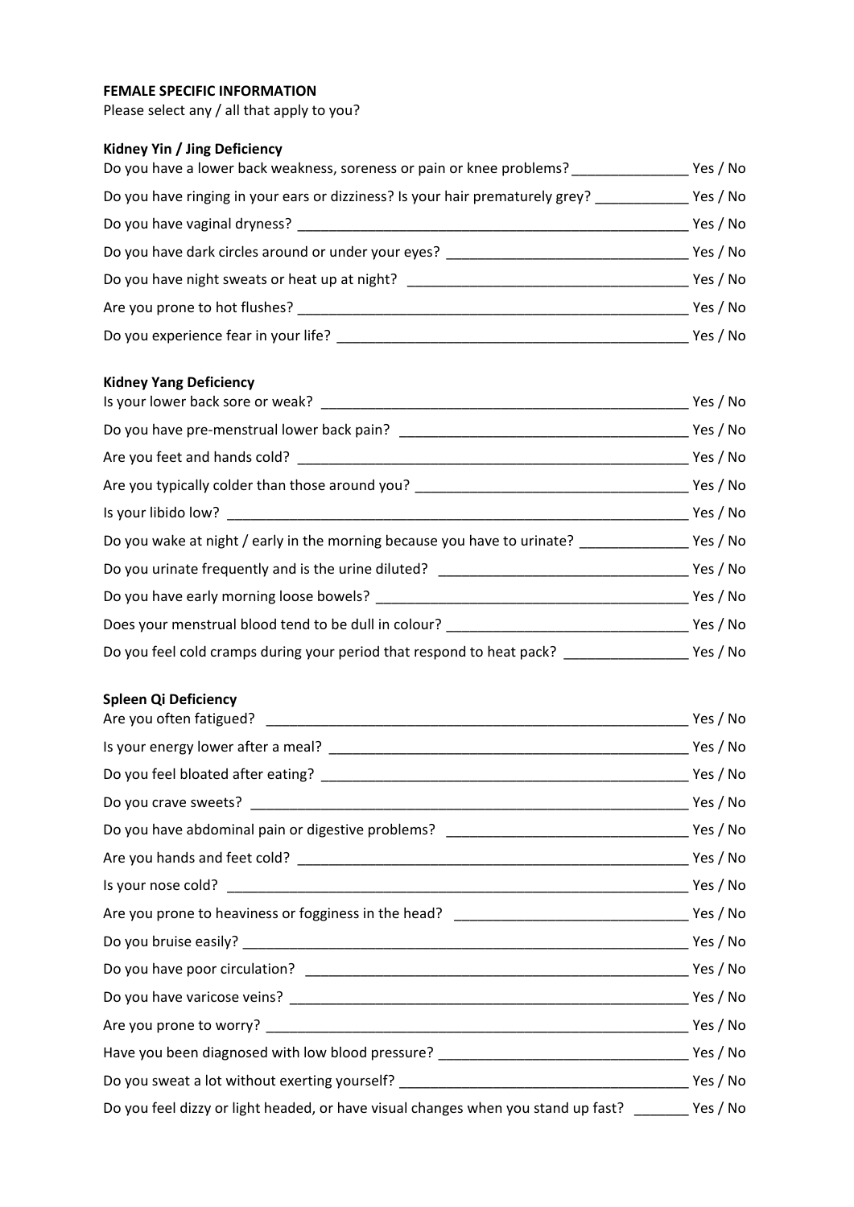**FEMALE SPECIFIC INFORMATION**

Please select any / all that apply to you?

**Kidney Yin / Jing Deficiency**

Do you have a lower back weakness, soreness or pain or knee problems? _______________ Yes / No

Do you have ringing in your ears or dizziness? Is your hair prematurely grey? ____________ Yes / No

Do you have vaginal dryness? __________________________________________________ Yes / No

Do you have dark circles around or under your eyes? _______________________________ Yes / No

Do you have night sweats or heat up at night? _____________________________________ Yes / No

Are you prone to hot flushes? ___________________________________________________ Yes / No

Do you experience fear in your life? _____________________________________________ Yes / No

**Kidney Yang Deficiency**

Is your lower back sore or weak? ________________________________________________ Yes / No

Do you have pre-menstrual lower back pain? _____________________________________ Yes / No

Are you feet and hands cold? ___________________________________________________ Yes / No

Are you typically colder than those around you? ___________________________________ Yes / No

Is your libido low? ____________________________________________________________ Yes / No

Do you wake at night / early in the morning because you have to urinate? ______________ Yes / No

Do you urinate frequently and is the urine diluted? ________________________________ Yes / No

Do you have early morning loose bowels? _________________________________________ Yes / No

Does your menstrual blood tend to be dull in colour? _______________________________ Yes / No

Do you feel cold cramps during your period that respond to heat pack? ________________ Yes / No

**Spleen Qi Deficiency**

Are you often fatigued? ________________________________________________________ Yes / No

Is your energy lower after a meal? _______________________________________________ Yes / No

Do you feel bloated after eating? ________________________________________________ Yes / No

Do you crave sweets? _________________________________________________________ Yes / No

Do you have abdominal pain or digestive problems? _______________________________ Yes / No

Are you hands and feet cold? ___________________________________________________ Yes / No

Is your nose cold? ____________________________________________________________ Yes / No

Are you prone to heaviness or fogginess in the head? ______________________________ Yes / No

Do you bruise easily? _________________________________________________________ Yes / No

Do you have poor circulation? __________________________________________________ Yes / No

Do you have varicose veins? ____________________________________________________ Yes / No

Are you prone to worry? _______________________________________________________ Yes / No

Have you been diagnosed with low blood pressure? ________________________________ Yes / No

Do you sweat a lot without exerting yourself? _____________________________________ Yes / No

Do you feel dizzy or light headed, or have visual changes when you stand up fast? _______ Yes / No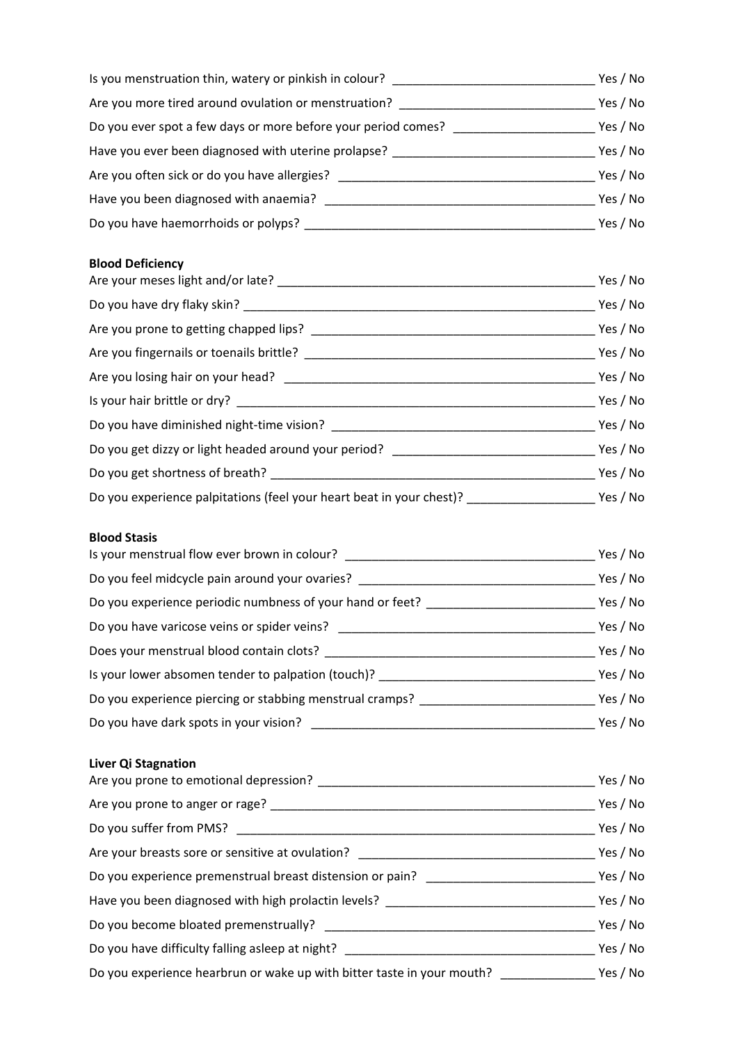Is you menstruation thin, watery or pinkish in colour? ______________________________ Yes / No

Are you more tired around ovulation or menstruation? ______________________________ Yes / No

Do you ever spot a few days or more before your period comes? _____________________ Yes / No

Have you ever been diagnosed with uterine prolapse? _______________________________ Yes / No

Are you often sick or do you have allergies? ______________________________________ Yes / No

Have you been diagnosed with anaemia? ________________________________________ Yes / No

Do you have haemorrhoids or polyps? __________________________________________ Yes / No

**Blood Deficiency**

Are your meses light and/or late? ______________________________________________ Yes / No

Do you have dry flaky skin? ____________________________________________________ Yes / No

Are you prone to getting chapped lips? __________________________________________ Yes / No

Are you fingernails or toenails brittle? __________________________________________ Yes / No

Are you losing hair on your head? ______________________________________________ Yes / No

Is your hair brittle or dry? _____________________________________________________ Yes / No

Do you have diminished night-time vision? ________________________________________ Yes / No

Do you get dizzy or light headed around your period? ______________________________ Yes / No

Do you get shortness of breath? ________________________________________________ Yes / No

Do you experience palpitations (feel your heart beat in your chest)? ___________________ Yes / No

**Blood Stasis**

Is your menstrual flow ever brown in colour? ______________________________________ Yes / No

Do you feel midcycle pain around your ovaries? ____________________________________ Yes / No

Do you experience periodic numbness of your hand or feet? __________________________ Yes / No

Do you have varicose veins or spider veins? ______________________________________ Yes / No

Does your menstrual blood contain clots? _________________________________________ Yes / No

Is your lower absomen tender to palpation (touch)? ________________________________ Yes / No

Do you experience piercing or stabbing menstrual cramps? __________________________ Yes / No

Do you have dark spots in your vision? __________________________________________ Yes / No

**Liver Qi Stagnation**

Are you prone to emotional depression? __________________________________________ Yes / No

Are you prone to anger or rage? _________________________________________________ Yes / No

Do you suffer from PMS? ______________________________________________________ Yes / No

Are your breasts sore or sensitive at ovulation? ____________________________________ Yes / No

Do you experience premenstrual breast distension or pain? __________________________ Yes / No

Have you been diagnosed with high prolactin levels? ________________________________ Yes / No

Do you become bloated premenstrually? ________________________________________ Yes / No

Do you have difficulty falling asleep at night? _____________________________________ Yes / No

Do you experience hearbrun or wake up with bitter taste in your mouth? ______________ Yes / No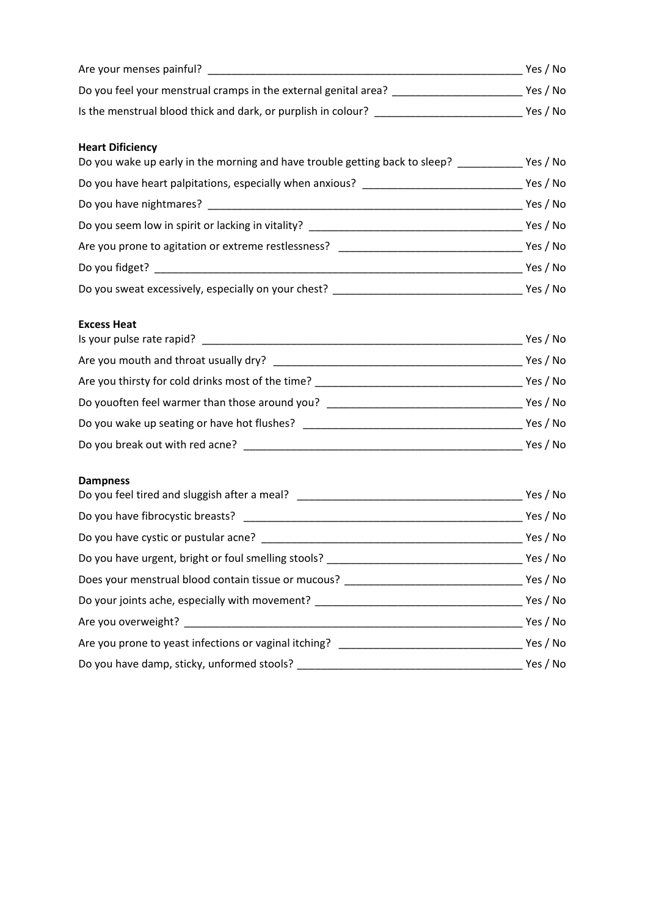Are your menses painful? ____________________________________________________ Yes / No

Do you feel your menstrual cramps in the external genital area? ______________________ Yes / No

Is the menstrual blood thick and dark, or purplish in colour? _________________________ Yes / No

**Heart Dificiency**

Do you wake up early in the morning and have trouble getting back to sleep? ___________ Yes / No

Do you have heart palpitations, especially when anxious? ___________________________ Yes / No

Do you have nightmares? ____________________________________________________ Yes / No

Do you seem low in spirit or lacking in vitality? ___________________________________ Yes / No

Are you prone to agitation or extreme restlessness? _______________________________ Yes / No

Do you fidget? ____________________________________________________________ Yes / No

Do you sweat excessively, especially on your chest? _______________________________ Yes / No

**Excess Heat**

Is your pulse rate rapid? ____________________________________________________ Yes / No

Are you mouth and throat usually dry? __________________________________________ Yes / No

Are you thirsty for cold drinks most of the time? __________________________________ Yes / No

Do youoften feel warmer than those around you? _________________________________ Yes / No

Do you wake up seating or have hot flushes? _____________________________________ Yes / No

Do you break out with red acne? _______________________________________________ Yes / No

**Dampness**

Do you feel tired and sluggish after a meal? ______________________________________ Yes / No

Do you have fibrocystic breasts? _______________________________________________ Yes / No

Do you have cystic or pustular acne? ____________________________________________ Yes / No

Do you have urgent, bright or foul smelling stools? ________________________________ Yes / No

Does your menstrual blood contain tissue or mucous? _____________________________ Yes / No

Do your joints ache, especially with movement? __________________________________ Yes / No

Are you overweight? ________________________________________________________ Yes / No

Are you prone to yeast infections or vaginal itching? _______________________________ Yes / No

Do you have damp, sticky, unformed stools? _____________________________________ Yes / No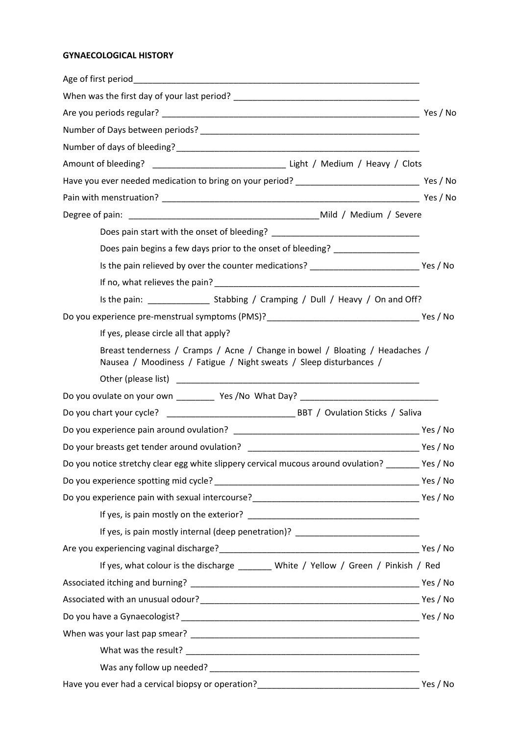**GYNAECOLOGICAL HISTORY**

Age of first period_______________________________________________________________

When was the first day of your last period? ______________________________________

Are you periods regular? ________________________________________________________ Yes / No

Number of Days between periods? _____________________________________________

Number of days of bleeding? _________________________________________________

Amount of bleeding? ___________________________ Light / Medium / Heavy / Clots

Have you ever needed medication to bring on your period? _________________________ Yes / No

Pain with menstruation? ________________________________________________________ Yes / No

Degree of pain: ______________________________________ Mild / Medium / Severe

- Does pain start with the onset of bleeding? _______________________________
- Does pain begins a few days prior to the onset of bleeding? _________________
- Is the pain relieved by over the counter medications? ______________________ Yes / No
- If no, what relieves the pain? ___________________________________________
- Is the pain: _____________ Stabbing / Cramping / Dull / Heavy / On and Off?

Do you experience pre-menstrual symptoms (PMS)?_______________________________ Yes / No

- If yes, please circle all that apply?
- Breast tenderness / Cramps / Acne / Change in bowel / Bloating / Headaches / Nausea / Moodiness / Fatigue / Night sweats / Sleep disturbances /
- Other (please list) ____________________________________________________

Do you ovulate on your own ________ Yes /No What Day? _____________________________

Do you chart your cycle? __________________________ BBT / Ovulation Sticks / Saliva

Do you experience pain around ovulation? ______________________________________ Yes / No

Do your breasts get tender around ovulation? __________________________________ Yes / No

Do you notice stretchy clear egg white slippery cervical mucous around ovulation? _______ Yes / No

Do you experience spotting mid cycle? __________________________________________ Yes / No

Do you experience pain with sexual intercourse?_________________________________ Yes / No

- If yes, is pain mostly on the exterior? ___________________________________
- If yes, is pain mostly internal (deep penetration)? _________________________

Are you experiencing vaginal discharge?_________________________________________ Yes / No

- If yes, what colour is the discharge _______ White / Yellow / Green / Pinkish / Red

Associated itching and burning? ______________________________________________ Yes / No

Associated with an unusual odour?_____________________________________________ Yes / No

Do you have a Gynaecologist? _________________________________________________ Yes / No

When was your last pap smear? ______________________________________________

- What was the result? _________________________________________________
- Was any follow up needed? ____________________________________________

Have you ever had a cervical biopsy or operation?__________________________________ Yes / No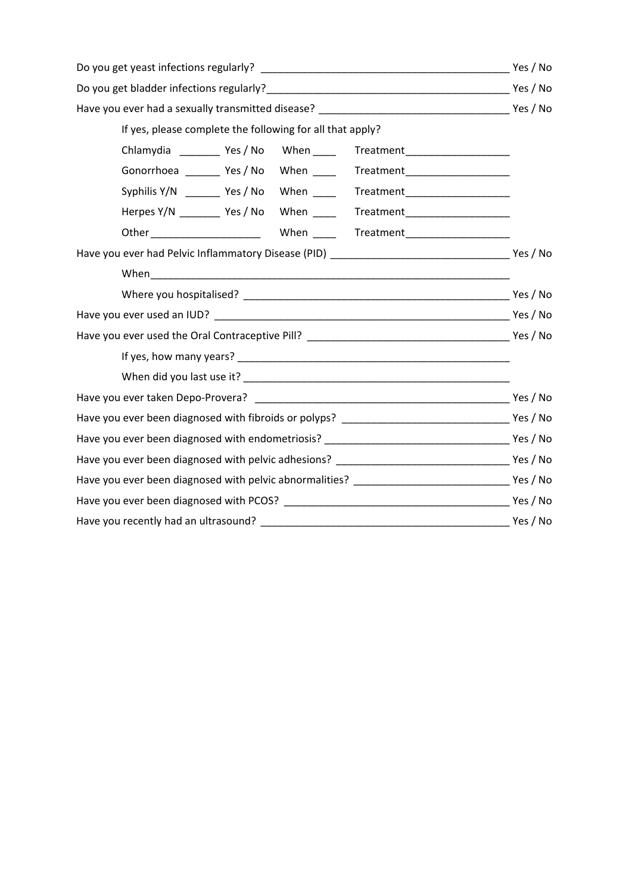Do you get yeast infections regularly? ___________________________________________ Yes / No

Do you get bladder infections regularly?___________________________________________ Yes / No

Have you ever had a sexually transmitted disease? _________________________________ Yes / No

If yes, please complete the following for all that apply?

Chlamydia _______ Yes / No When ____ Treatment__________________

Gonorrhoea ______ Yes / No When ____ Treatment__________________

Syphilis Y/N ______ Yes / No When ____ Treatment__________________

Herpes Y/N _______ Yes / No When ____ Treatment__________________

Other___________________ When ____ Treatment__________________

Have you ever had Pelvic Inflammatory Disease (PID) _______________________________ Yes / No

When_______________________________________________________________

Where you hospitalised? _______________________________________________ Yes / No

Have you ever used an IUD? ____________________________________________________ Yes / No

Have you ever used the Oral Contraceptive Pill? ___________________________________ Yes / No

If yes, how many years? ________________________________________________

When did you last use it? _______________________________________________

Have you ever taken Depo-Provera? ______________________________________________ Yes / No

Have you ever been diagnosed with fibroids or polyps? _____________________________ Yes / No

Have you ever been diagnosed with endometriosis? _______________________________ Yes / No

Have you ever been diagnosed with pelvic adhesions? ______________________________ Yes / No

Have you ever been diagnosed with pelvic abnormalities? ___________________________ Yes / No

Have you ever been diagnosed with PCOS? ________________________________________ Yes / No

Have you recently had an ultrasound? ___________________________________________ Yes / No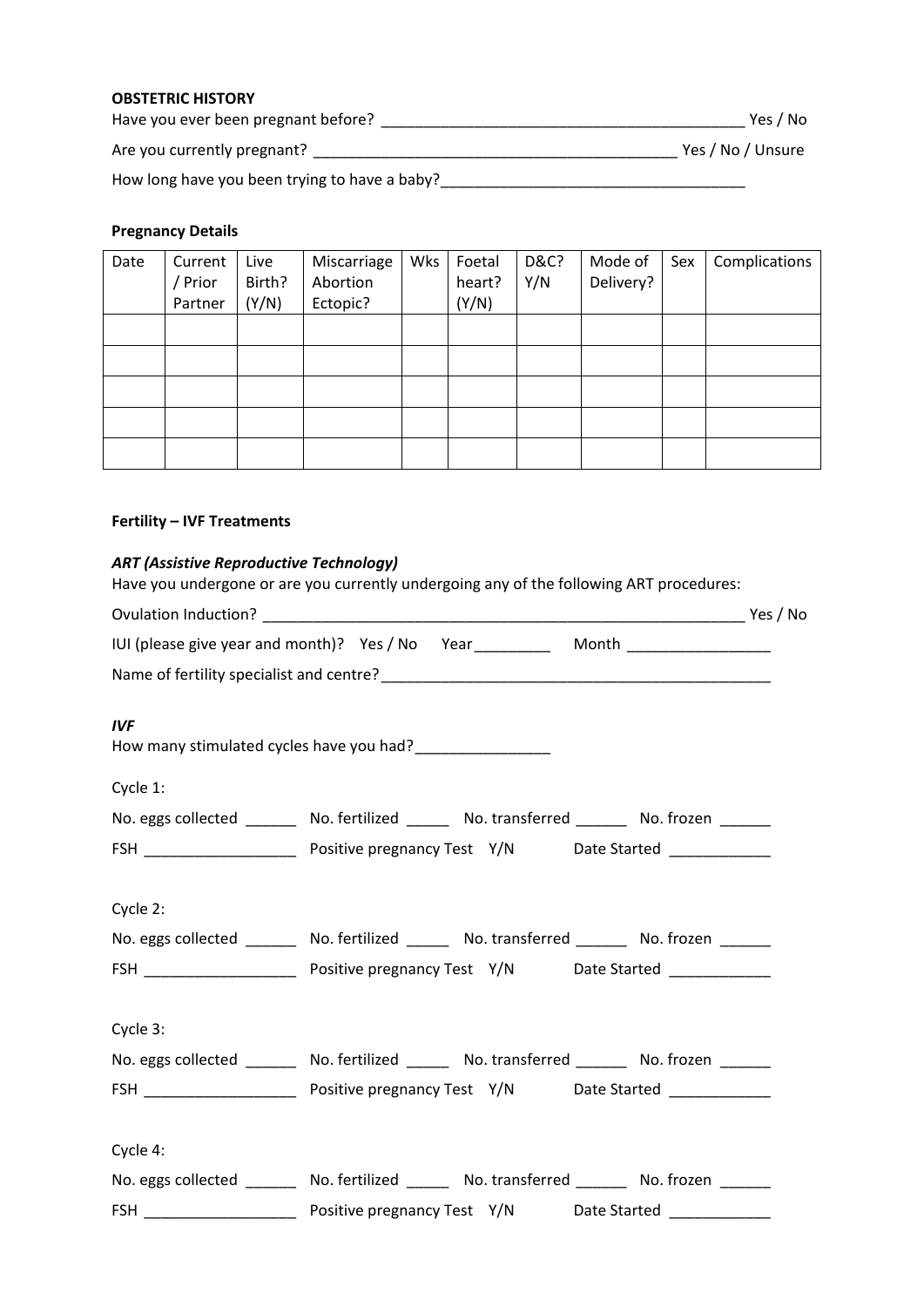**OBSTETRIC HISTORY**

Have you ever been pregnant before? ____________________________________________ Yes / No

Are you currently pregnant? ____________________________________________ Yes / No / Unsure

How long have you been trying to have a baby?_____________________________________

**Pregnancy Details**

| Date | Current / Prior Partner | Live Birth? (Y/N) | Miscarriage Abortion Ectopic? | Wks | Foetal heart? (Y/N) | D&C? Y/N | Mode of Delivery? | Sex | Complications |
|---|---|---|---|---|---|---|---|---|---|
| | | | | | | | | | |
| | | | | | | | | | |
| | | | | | | | | | |
| | | | | | | | | | |
| | | | | | | | | | |

**Fertility – IVF Treatments**

***ART (Assistive Reproductive Technology)***

Have you undergone or are you currently undergoing any of the following ART procedures:

Ovulation Induction? __________________________________________________________ Yes / No

IUI (please give year and month)? Yes / No Year_________ Month _________________

Name of fertility specialist and centre?________________________________________________

***IVF***

How many stimulated cycles have you had?________________

Cycle 1:

No. eggs collected ______ No. fertilized _____ No. transferred ______ No. frozen ______

FSH __________________ Positive pregnancy Test Y/N Date Started ____________

Cycle 2:

No. eggs collected ______ No. fertilized _____ No. transferred ______ No. frozen ______

FSH __________________ Positive pregnancy Test Y/N Date Started ____________

Cycle 3:

No. eggs collected ______ No. fertilized _____ No. transferred ______ No. frozen ______

FSH __________________ Positive pregnancy Test Y/N Date Started ____________

Cycle 4:

No. eggs collected ______ No. fertilized _____ No. transferred ______ No. frozen ______

FSH __________________ Positive pregnancy Test Y/N Date Started ____________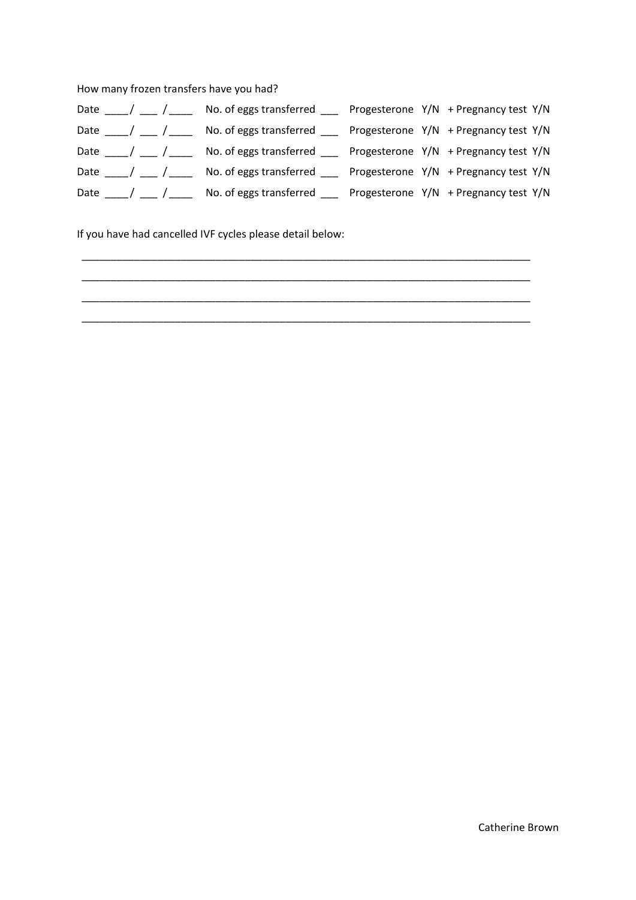How many frozen transfers have you had?

Date ____/ ___ /____   No. of eggs transferred ___   Progesterone  Y/N   + Pregnancy test  Y/N

Date ____/ ___ /____   No. of eggs transferred ___   Progesterone  Y/N   + Pregnancy test  Y/N

Date ____/ ___ /____   No. of eggs transferred ___   Progesterone  Y/N   + Pregnancy test  Y/N

Date ____/ ___ /____   No. of eggs transferred ___   Progesterone  Y/N   + Pregnancy test  Y/N

Date ____/ ___ /____   No. of eggs transferred ___   Progesterone  Y/N   + Pregnancy test  Y/N

If you have had cancelled IVF cycles please detail below:

______________________________________________________________________________

______________________________________________________________________________

______________________________________________________________________________

______________________________________________________________________________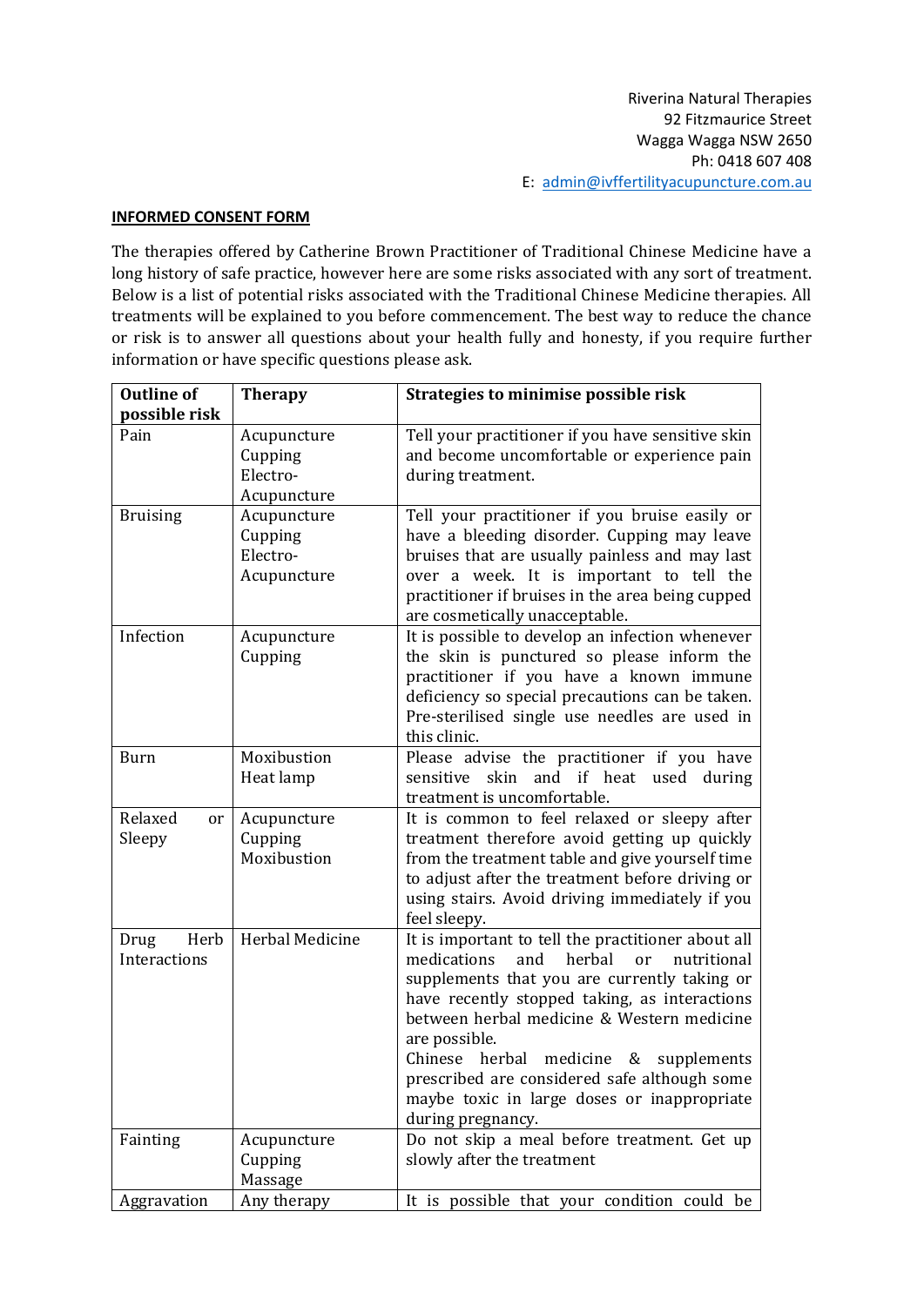Riverina Natural Therapies
92 Fitzmaurice Street
Wagga Wagga NSW 2650
Ph: 0418 607 408
E: admin@ivffertilityacupuncture.com.au

**INFORMED CONSENT FORM**

The therapies offered by Catherine Brown Practitioner of Traditional Chinese Medicine have a long history of safe practice, however here are some risks associated with any sort of treatment. Below is a list of potential risks associated with the Traditional Chinese Medicine therapies. All treatments will be explained to you before commencement. The best way to reduce the chance or risk is to answer all questions about your health fully and honesty, if you require further information or have specific questions please ask.

| Outline of possible risk | Therapy | Strategies to minimise possible risk |
|---|---|---|
| Pain | Acupuncture<br>Cupping<br>Electro-Acupuncture | Tell your practitioner if you have sensitive skin and become uncomfortable or experience pain during treatment. |
| Bruising | Acupuncture<br>Cupping<br>Electro-Acupuncture | Tell your practitioner if you bruise easily or have a bleeding disorder. Cupping may leave bruises that are usually painless and may last over a week. It is important to tell the practitioner if bruises in the area being cupped are cosmetically unacceptable. |
| Infection | Acupuncture<br>Cupping | It is possible to develop an infection whenever the skin is punctured so please inform the practitioner if you have a known immune deficiency so special precautions can be taken. Pre-sterilised single use needles are used in this clinic. |
| Burn | Moxibustion<br>Heat lamp | Please advise the practitioner if you have sensitive skin and if heat used during treatment is uncomfortable. |
| Relaxed or Sleepy | Acupuncture<br>Cupping<br>Moxibustion | It is common to feel relaxed or sleepy after treatment therefore avoid getting up quickly from the treatment table and give yourself time to adjust after the treatment before driving or using stairs. Avoid driving immediately if you feel sleepy. |
| Drug Herb Interactions | Herbal Medicine | It is important to tell the practitioner about all medications and herbal or nutritional supplements that you are currently taking or have recently stopped taking, as interactions between herbal medicine & Western medicine are possible.<br>Chinese herbal medicine & supplements prescribed are considered safe although some maybe toxic in large doses or inappropriate during pregnancy. |
| Fainting | Acupuncture<br>Cupping<br>Massage | Do not skip a meal before treatment. Get up slowly after the treatment |
| Aggravation | Any therapy | It is possible that your condition could be |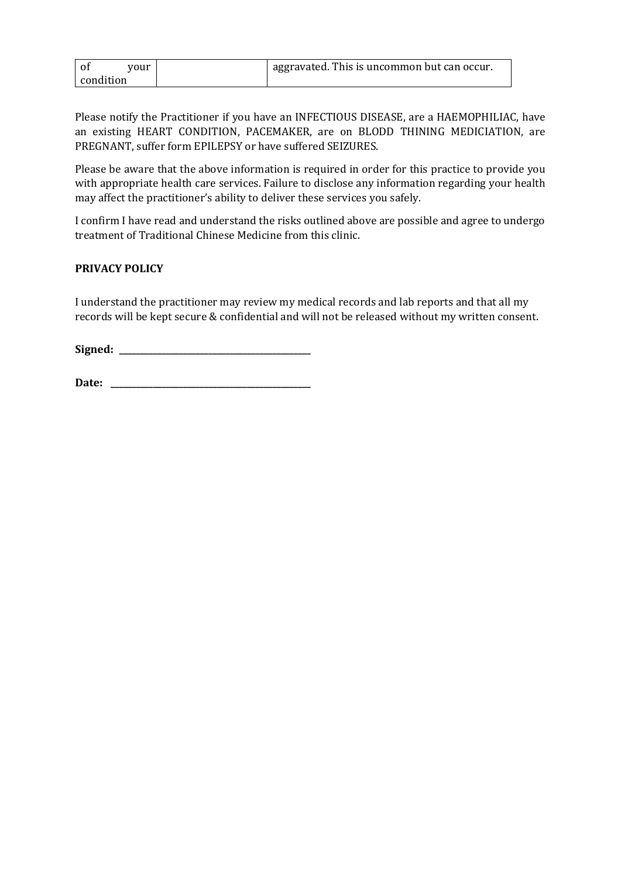| of your condition | | aggravated. This is uncommon but can occur. |
|---|---|---|

Please notify the Practitioner if you have an INFECTIOUS DISEASE, are a HAEMOPHILIAC, have an existing HEART CONDITION, PACEMAKER, are on BLODD THINING MEDICIATION, are PREGNANT, suffer form EPILEPSY or have suffered SEIZURES.

Please be aware that the above information is required in order for this practice to provide you with appropriate health care services. Failure to disclose any information regarding your health may affect the practitioner's ability to deliver these services you safely.

I confirm I have read and understand the risks outlined above are possible and agree to undergo treatment of Traditional Chinese Medicine from this clinic.

**PRIVACY POLICY**

I understand the practitioner may review my medical records and lab reports and that all my records will be kept secure & confidential and will not be released without my written consent.

**Signed:** ____________________________________

**Date:** ____________________________________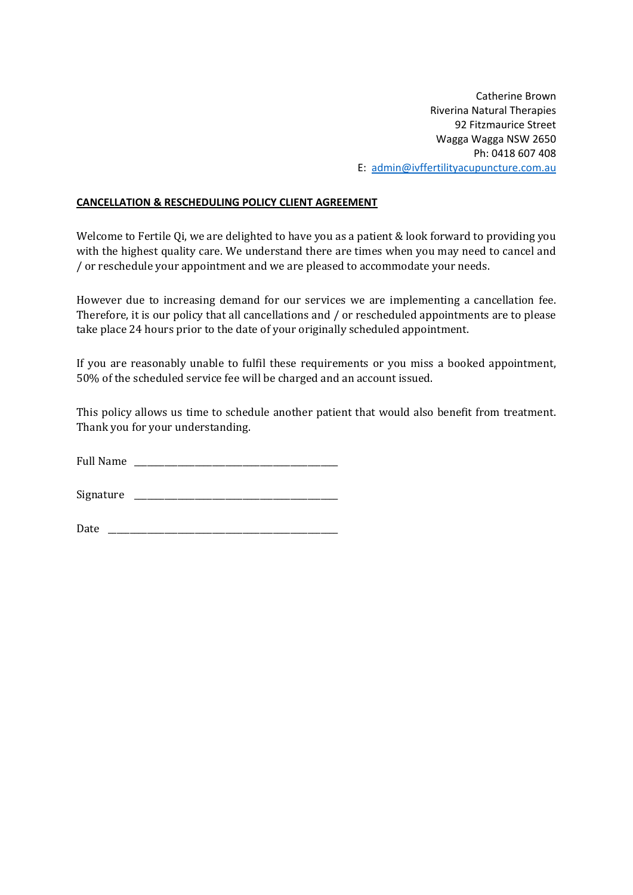Catherine Brown
Riverina Natural Therapies
92 Fitzmaurice Street
Wagga Wagga NSW 2650
Ph: 0418 607 408
E: admin@ivffertilityacupuncture.com.au

**CANCELLATION & RESCHEDULING POLICY CLIENT AGREEMENT**

Welcome to Fertile Qi, we are delighted to have you as a patient & look forward to providing you with the highest quality care. We understand there are times when you may need to cancel and / or reschedule your appointment and we are pleased to accommodate your needs.

However due to increasing demand for our services we are implementing a cancellation fee. Therefore, it is our policy that all cancellations and / or rescheduled appointments are to please take place 24 hours prior to the date of your originally scheduled appointment.

If you are reasonably unable to fulfil these requirements or you miss a booked appointment, 50% of the scheduled service fee will be charged and an account issued.

This policy allows us time to schedule another patient that would also benefit from treatment. Thank you for your understanding.

Full Name ___________________________________

Signature ___________________________________

Date ______________________________________